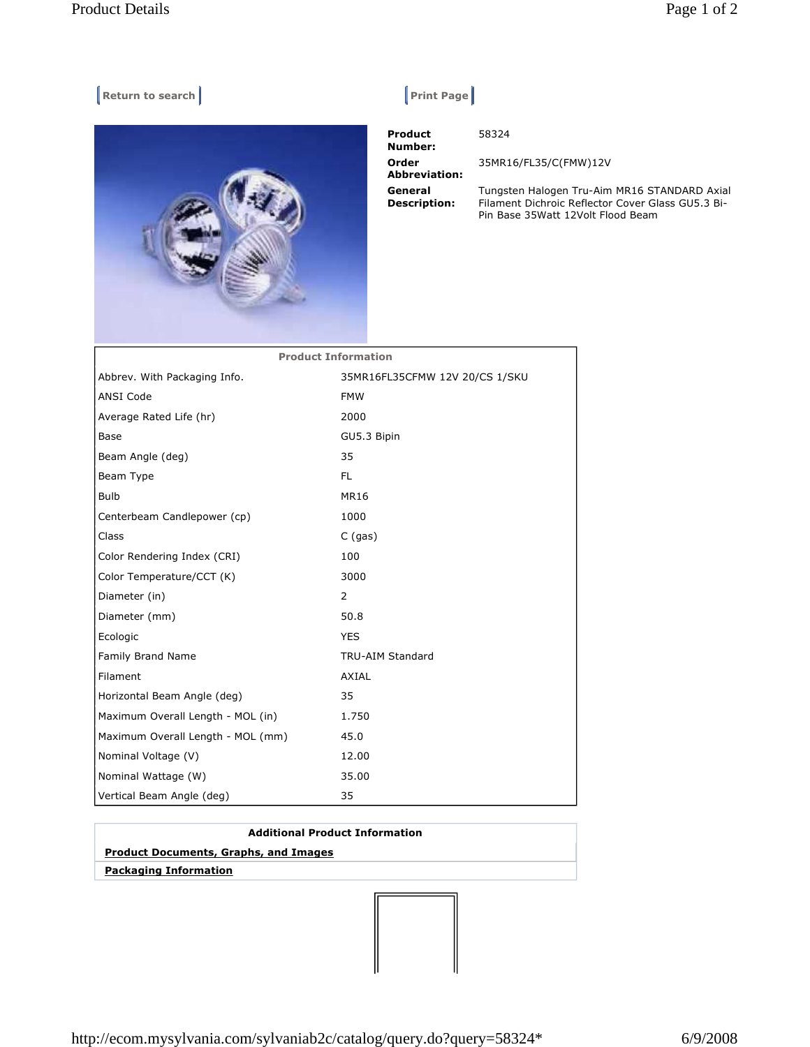Return to search | Print Page

| | |
|---|---|
| **Product Number:** | 58324 |
| **Order Abbreviation:** | 35MR16/FL35/C(FMW)12V |
| **General Description:** | Tungsten Halogen Tru-Aim MR16 STANDARD Axial Filament Dichroic Reflector Cover Glass GU5.3 Bi-Pin Base 35Watt 12Volt Flood Beam |

| Product Information | |
|---|---|
| Abbrev. With Packaging Info. | 35MR16FL35CFMW 12V 20/CS 1/SKU |
| ANSI Code | FMW |
| Average Rated Life (hr) | 2000 |
| Base | GU5.3 Bipin |
| Beam Angle (deg) | 35 |
| Beam Type | FL |
| Bulb | MR16 |
| Centerbeam Candlepower (cp) | 1000 |
| Class | C (gas) |
| Color Rendering Index (CRI) | 100 |
| Color Temperature/CCT (K) | 3000 |
| Diameter (in) | 2 |
| Diameter (mm) | 50.8 |
| Ecologic | YES |
| Family Brand Name | TRU-AIM Standard |
| Filament | AXIAL |
| Horizontal Beam Angle (deg) | 35 |
| Maximum Overall Length - MOL (in) | 1.750 |
| Maximum Overall Length - MOL (mm) | 45.0 |
| Nominal Voltage (V) | 12.00 |
| Nominal Wattage (W) | 35.00 |
| Vertical Beam Angle (deg) | 35 |

**Additional Product Information**

**Product Documents, Graphs, and Images**

**Packaging Information**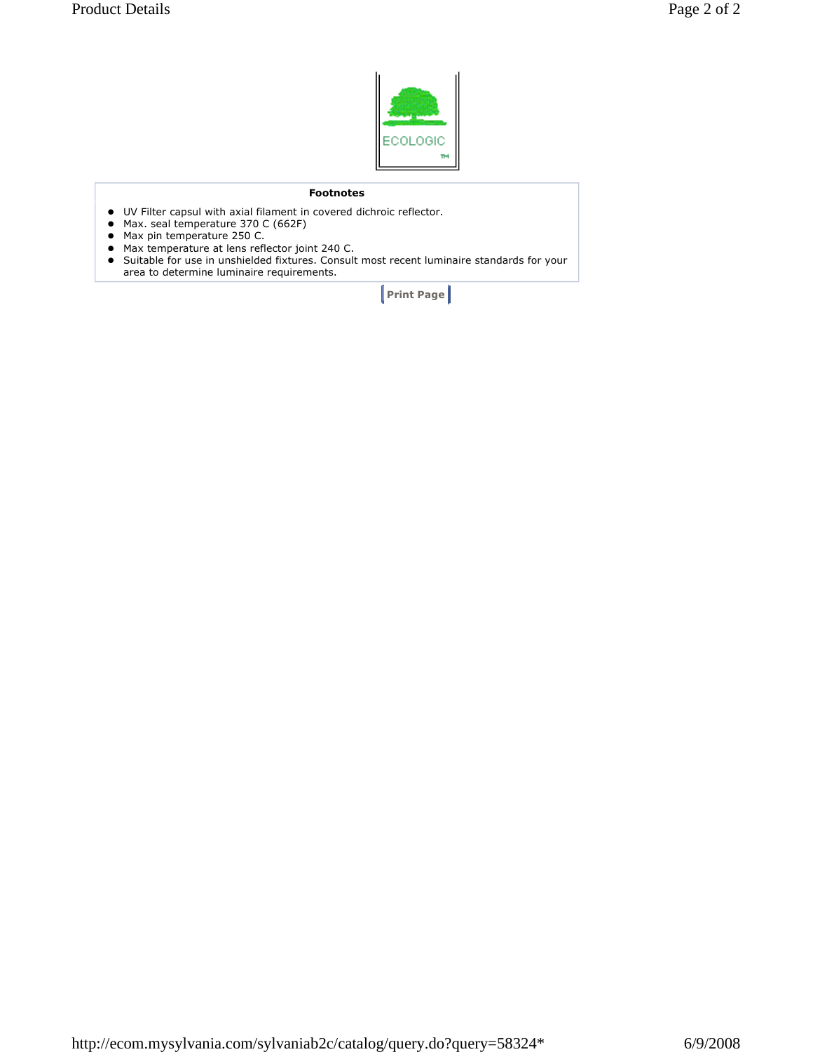ECOLOGIC

TM

**Footnotes**

- UV Filter capsul with axial filament in covered dichroic reflector.
- Max. seal temperature 370 C (662F)
- Max pin temperature 250 C.
- Max temperature at lens reflector joint 240 C.
- Suitable for use in unshielded fixtures. Consult most recent luminaire standards for your area to determine luminaire requirements.

Print Page